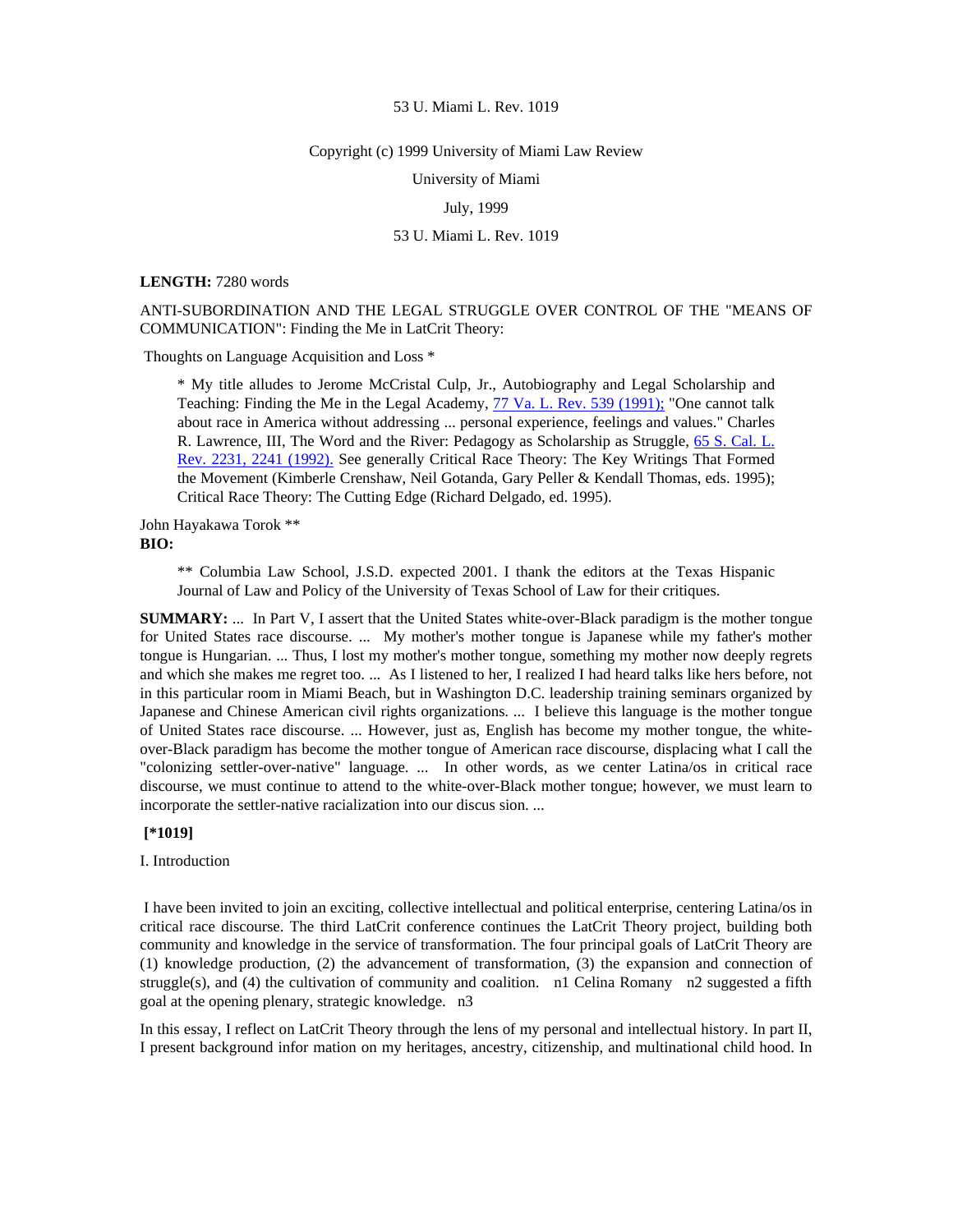53 U. Miami L. Rev. 1019

Copyright (c) 1999 University of Miami Law Review

University of Miami

July, 1999

53 U. Miami L. Rev. 1019

**LENGTH:** 7280 words

ANTI-SUBORDINATION AND THE LEGAL STRUGGLE OVER CONTROL OF THE "MEANS OF COMMUNICATION": Finding the Me in LatCrit Theory:

Thoughts on Language Acquisition and Loss *

> * My title alludes to Jerome McCristal Culp, Jr., Autobiography and Legal Scholarship and Teaching: Finding the Me in the Legal Academy, 77 Va. L. Rev. 539 (1991); "One cannot talk about race in America without addressing ... personal experience, feelings and values." Charles R. Lawrence, III, The Word and the River: Pedagogy as Scholarship as Struggle, 65 S. Cal. L. Rev. 2231, 2241 (1992). See generally Critical Race Theory: The Key Writings That Formed the Movement (Kimberle Crenshaw, Neil Gotanda, Gary Peller & Kendall Thomas, eds. 1995); Critical Race Theory: The Cutting Edge (Richard Delgado, ed. 1995).

John Hayakawa Torok **

**BIO:**

> ** Columbia Law School, J.S.D. expected 2001. I thank the editors at the Texas Hispanic Journal of Law and Policy of the University of Texas School of Law for their critiques.

**SUMMARY:** ... In Part V, I assert that the United States white-over-Black paradigm is the mother tongue for United States race discourse. ... My mother's mother tongue is Japanese while my father's mother tongue is Hungarian. ... Thus, I lost my mother's mother tongue, something my mother now deeply regrets and which she makes me regret too. ... As I listened to her, I realized I had heard talks like hers before, not in this particular room in Miami Beach, but in Washington D.C. leadership training seminars organized by Japanese and Chinese American civil rights organizations. ... I believe this language is the mother tongue of United States race discourse. ... However, just as, English has become my mother tongue, the white-over-Black paradigm has become the mother tongue of American race discourse, displacing what I call the "colonizing settler-over-native" language. ... In other words, as we center Latina/os in critical race discourse, we must continue to attend to the white-over-Black mother tongue; however, we must learn to incorporate the settler-native racialization into our discus sion. ...

**[*1019]**

I. Introduction

I have been invited to join an exciting, collective intellectual and political enterprise, centering Latina/os in critical race discourse. The third LatCrit conference continues the LatCrit Theory project, building both community and knowledge in the service of transformation. The four principal goals of LatCrit Theory are (1) knowledge production, (2) the advancement of transformation, (3) the expansion and connection of struggle(s), and (4) the cultivation of community and coalition. n1 Celina Romany n2 suggested a fifth goal at the opening plenary, strategic knowledge. n3

In this essay, I reflect on LatCrit Theory through the lens of my personal and intellectual history. In part II, I present background infor mation on my heritages, ancestry, citizenship, and multinational child hood. In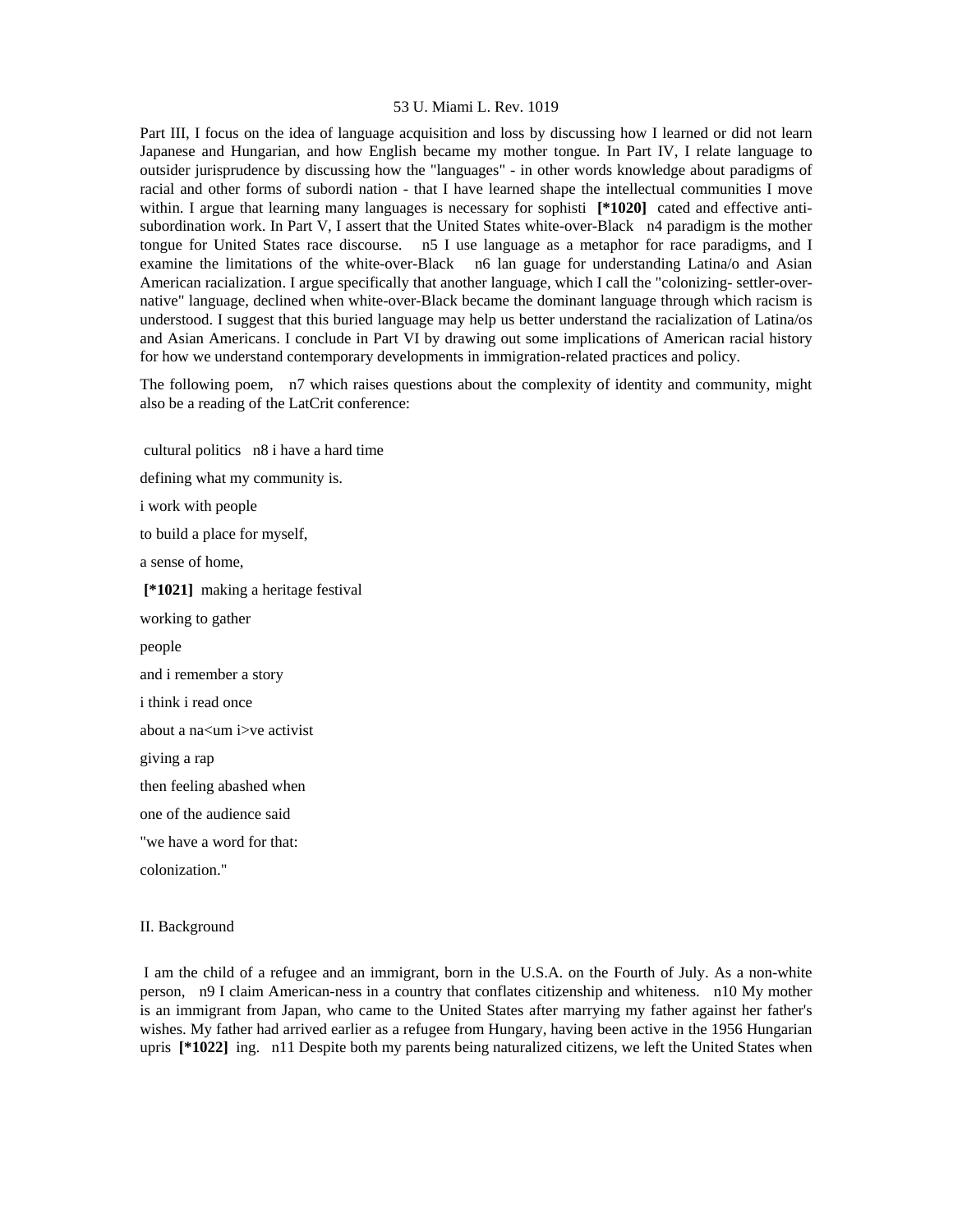Part III, I focus on the idea of language acquisition and loss by discussing how I learned or did not learn Japanese and Hungarian, and how English became my mother tongue. In Part IV, I relate language to outsider jurisprudence by discussing how the "languages" - in other words knowledge about paradigms of racial and other forms of subordi nation - that I have learned shape the intellectual communities I move within. I argue that learning many languages is necessary for sophisti **[*1020]** cated and effective anti-subordination work. In Part V, I assert that the United States white-over-Black n4 paradigm is the mother tongue for United States race discourse. n5 I use language as a metaphor for race paradigms, and I examine the limitations of the white-over-Black n6 lan guage for understanding Latina/o and Asian American racialization. I argue specifically that another language, which I call the "colonizing- settler-over-native" language, declined when white-over-Black became the dominant language through which racism is understood. I suggest that this buried language may help us better understand the racialization of Latina/os and Asian Americans. I conclude in Part VI by drawing out some implications of American racial history for how we understand contemporary developments in immigration-related practices and policy.

The following poem, n7 which raises questions about the complexity of identity and community, might also be a reading of the LatCrit conference:

cultural politics n8 i have a hard time

defining what my community is.

i work with people

to build a place for myself,

a sense of home,

**[*1021]** making a heritage festival

working to gather

people

and i remember a story

i think i read once

about a na<um i>ve activist

giving a rap

then feeling abashed when

one of the audience said

"we have a word for that:

colonization."

## II. Background

I am the child of a refugee and an immigrant, born in the U.S.A. on the Fourth of July. As a non-white person, n9 I claim American-ness in a country that conflates citizenship and whiteness. n10 My mother is an immigrant from Japan, who came to the United States after marrying my father against her father's wishes. My father had arrived earlier as a refugee from Hungary, having been active in the 1956 Hungarian upris **[*1022]** ing. n11 Despite both my parents being naturalized citizens, we left the United States when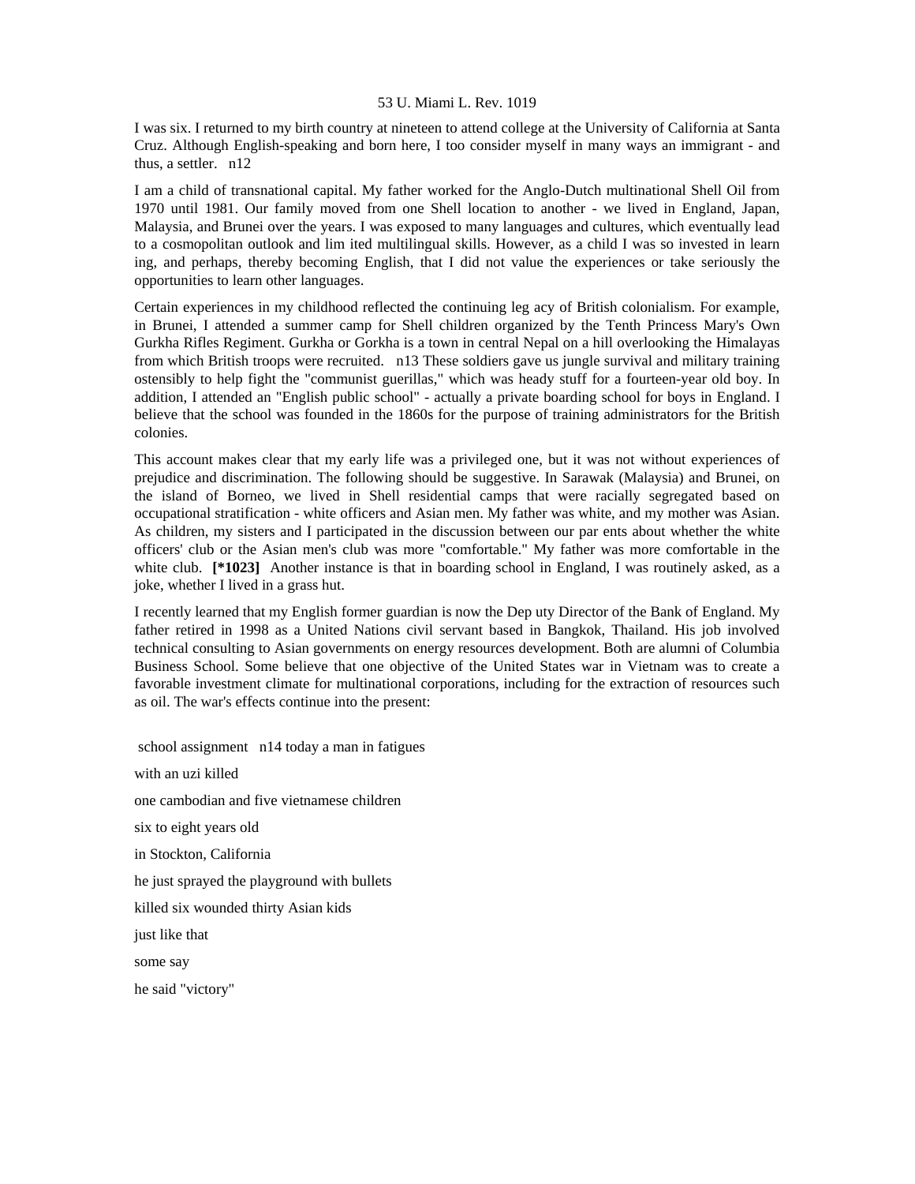I was six. I returned to my birth country at nineteen to attend college at the University of California at Santa Cruz. Although English-speaking and born here, I too consider myself in many ways an immigrant - and thus, a settler. n12

I am a child of transnational capital. My father worked for the Anglo-Dutch multinational Shell Oil from 1970 until 1981. Our family moved from one Shell location to another - we lived in England, Japan, Malaysia, and Brunei over the years. I was exposed to many languages and cultures, which eventually lead to a cosmopolitan outlook and lim ited multilingual skills. However, as a child I was so invested in learn ing, and perhaps, thereby becoming English, that I did not value the experiences or take seriously the opportunities to learn other languages.

Certain experiences in my childhood reflected the continuing leg acy of British colonialism. For example, in Brunei, I attended a summer camp for Shell children organized by the Tenth Princess Mary's Own Gurkha Rifles Regiment. Gurkha or Gorkha is a town in central Nepal on a hill overlooking the Himalayas from which British troops were recruited. n13 These soldiers gave us jungle survival and military training ostensibly to help fight the "communist guerillas," which was heady stuff for a fourteen-year old boy. In addition, I attended an "English public school" - actually a private boarding school for boys in England. I believe that the school was founded in the 1860s for the purpose of training administrators for the British colonies.

This account makes clear that my early life was a privileged one, but it was not without experiences of prejudice and discrimination. The following should be suggestive. In Sarawak (Malaysia) and Brunei, on the island of Borneo, we lived in Shell residential camps that were racially segregated based on occupational stratification - white officers and Asian men. My father was white, and my mother was Asian. As children, my sisters and I participated in the discussion between our par ents about whether the white officers' club or the Asian men's club was more "comfortable." My father was more comfortable in the white club. **[*1023]** Another instance is that in boarding school in England, I was routinely asked, as a joke, whether I lived in a grass hut.

I recently learned that my English former guardian is now the Dep uty Director of the Bank of England. My father retired in 1998 as a United Nations civil servant based in Bangkok, Thailand. His job involved technical consulting to Asian governments on energy resources development. Both are alumni of Columbia Business School. Some believe that one objective of the United States war in Vietnam was to create a favorable investment climate for multinational corporations, including for the extraction of resources such as oil. The war's effects continue into the present:

school assignment n14 today a man in fatigues

with an uzi killed

one cambodian and five vietnamese children

six to eight years old

in Stockton, California

he just sprayed the playground with bullets

killed six wounded thirty Asian kids

just like that

some say

he said "victory"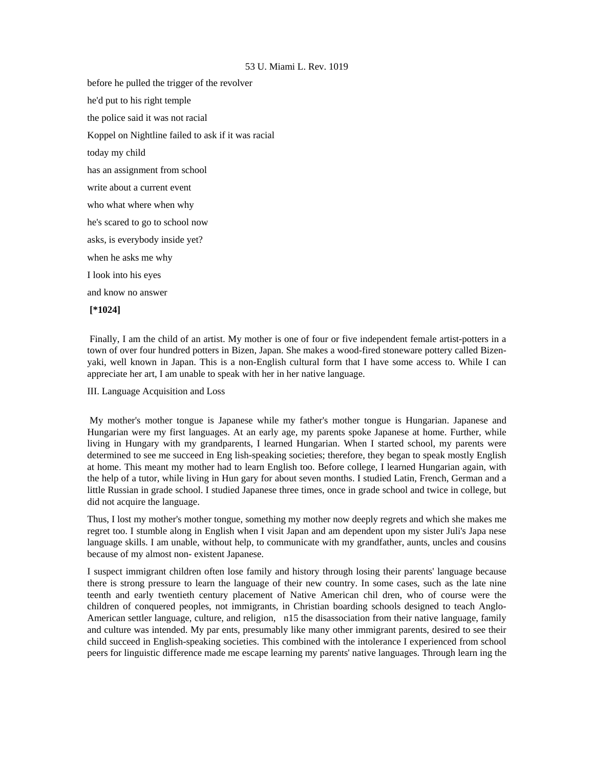before he pulled the trigger of the revolver

he'd put to his right temple

the police said it was not racial

Koppel on Nightline failed to ask if it was racial

today my child

has an assignment from school

write about a current event

who what where when why

he's scared to go to school now

asks, is everybody inside yet?

when he asks me why

I look into his eyes

and know no answer

**[*1024]**

Finally, I am the child of an artist. My mother is one of four or five independent female artist-potters in a town of over four hundred potters in Bizen, Japan. She makes a wood-fired stoneware pottery called Bizen-yaki, well known in Japan. This is a non-English cultural form that I have some access to. While I can appreciate her art, I am unable to speak with her in her native language.

## III. Language Acquisition and Loss

My mother's mother tongue is Japanese while my father's mother tongue is Hungarian. Japanese and Hungarian were my first languages. At an early age, my parents spoke Japanese at home. Further, while living in Hungary with my grandparents, I learned Hungarian. When I started school, my parents were determined to see me succeed in Eng lish-speaking societies; therefore, they began to speak mostly English at home. This meant my mother had to learn English too. Before college, I learned Hungarian again, with the help of a tutor, while living in Hun gary for about seven months. I studied Latin, French, German and a little Russian in grade school. I studied Japanese three times, once in grade school and twice in college, but did not acquire the language.

Thus, I lost my mother's mother tongue, something my mother now deeply regrets and which she makes me regret too. I stumble along in English when I visit Japan and am dependent upon my sister Juli's Japa nese language skills. I am unable, without help, to communicate with my grandfather, aunts, uncles and cousins because of my almost non- existent Japanese.

I suspect immigrant children often lose family and history through losing their parents' language because there is strong pressure to learn the language of their new country. In some cases, such as the late nine teenth and early twentieth century placement of Native American chil dren, who of course were the children of conquered peoples, not immigrants, in Christian boarding schools designed to teach Anglo-American settler language, culture, and religion, n15 the disassociation from their native language, family and culture was intended. My par ents, presumably like many other immigrant parents, desired to see their child succeed in English-speaking societies. This combined with the intolerance I experienced from school peers for linguistic difference made me escape learning my parents' native languages. Through learn ing the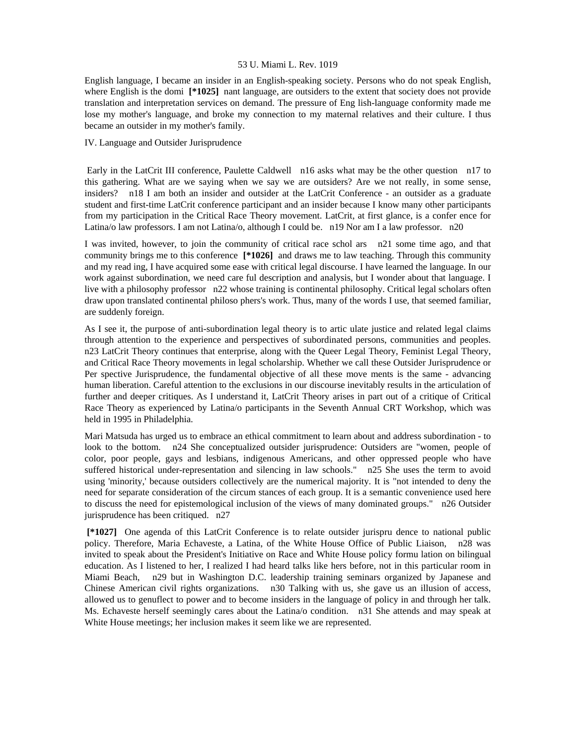English language, I became an insider in an English-speaking society. Persons who do not speak English, where English is the domi **[*1025]** nant language, are outsiders to the extent that society does not provide translation and interpretation services on demand. The pressure of Eng lish-language conformity made me lose my mother's language, and broke my connection to my maternal relatives and their culture. I thus became an outsider in my mother's family.

IV. Language and Outsider Jurisprudence

Early in the LatCrit III conference, Paulette Caldwell n16 asks what may be the other question n17 to this gathering. What are we saying when we say we are outsiders? Are we not really, in some sense, insiders? n18 I am both an insider and outsider at the LatCrit Conference - an outsider as a graduate student and first-time LatCrit conference participant and an insider because I know many other participants from my participation in the Critical Race Theory movement. LatCrit, at first glance, is a confer ence for Latina/o law professors. I am not Latina/o, although I could be. n19 Nor am I a law professor. n20

I was invited, however, to join the community of critical race schol ars n21 some time ago, and that community brings me to this conference **[*1026]** and draws me to law teaching. Through this community and my read ing, I have acquired some ease with critical legal discourse. I have learned the language. In our work against subordination, we need care ful description and analysis, but I wonder about that language. I live with a philosophy professor n22 whose training is continental philosophy. Critical legal scholars often draw upon translated continental philoso phers's work. Thus, many of the words I use, that seemed familiar, are suddenly foreign.

As I see it, the purpose of anti-subordination legal theory is to artic ulate justice and related legal claims through attention to the experience and perspectives of subordinated persons, communities and peoples. n23 LatCrit Theory continues that enterprise, along with the Queer Legal Theory, Feminist Legal Theory, and Critical Race Theory movements in legal scholarship. Whether we call these Outsider Jurisprudence or Per spective Jurisprudence, the fundamental objective of all these move ments is the same - advancing human liberation. Careful attention to the exclusions in our discourse inevitably results in the articulation of further and deeper critiques. As I understand it, LatCrit Theory arises in part out of a critique of Critical Race Theory as experienced by Latina/o participants in the Seventh Annual CRT Workshop, which was held in 1995 in Philadelphia.

Mari Matsuda has urged us to embrace an ethical commitment to learn about and address subordination - to look to the bottom. n24 She conceptualized outsider jurisprudence: Outsiders are "women, people of color, poor people, gays and lesbians, indigenous Americans, and other oppressed people who have suffered historical under-representation and silencing in law schools." n25 She uses the term to avoid using 'minority,' because outsiders collectively are the numerical majority. It is "not intended to deny the need for separate consideration of the circum stances of each group. It is a semantic convenience used here to discuss the need for epistemological inclusion of the views of many dominated groups." n26 Outsider jurisprudence has been critiqued. n27

**[*1027]** One agenda of this LatCrit Conference is to relate outsider jurispru dence to national public policy. Therefore, Maria Echaveste, a Latina, of the White House Office of Public Liaison, n28 was invited to speak about the President's Initiative on Race and White House policy formu lation on bilingual education. As I listened to her, I realized I had heard talks like hers before, not in this particular room in Miami Beach, n29 but in Washington D.C. leadership training seminars organized by Japanese and Chinese American civil rights organizations. n30 Talking with us, she gave us an illusion of access, allowed us to genuflect to power and to become insiders in the language of policy in and through her talk. Ms. Echaveste herself seemingly cares about the Latina/o condition. n31 She attends and may speak at White House meetings; her inclusion makes it seem like we are represented.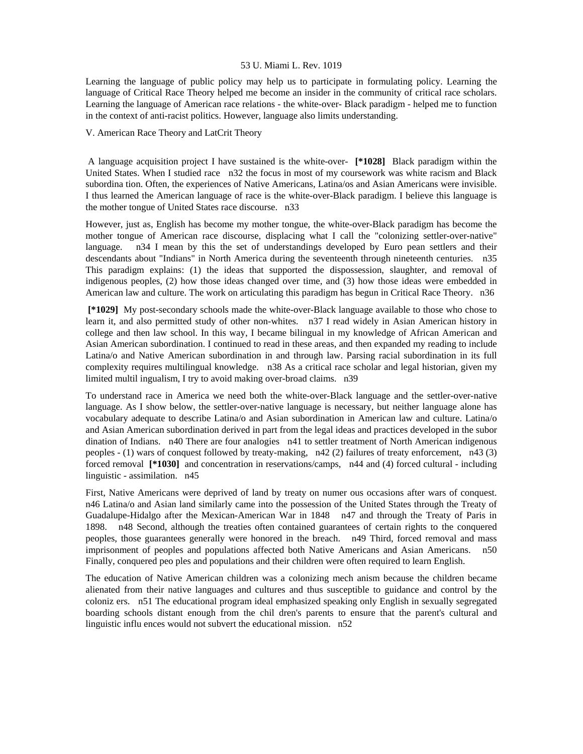Learning the language of public policy may help us to participate in formulating policy. Learning the language of Critical Race Theory helped me become an insider in the community of critical race scholars. Learning the language of American race relations - the white-over- Black paradigm - helped me to function in the context of anti-racist politics. However, language also limits understanding.

## V. American Race Theory and LatCrit Theory

A language acquisition project I have sustained is the white-over- **[*1028]** Black paradigm within the United States. When I studied race n32 the focus in most of my coursework was white racism and Black subordina tion. Often, the experiences of Native Americans, Latina/os and Asian Americans were invisible. I thus learned the American language of race is the white-over-Black paradigm. I believe this language is the mother tongue of United States race discourse. n33

However, just as, English has become my mother tongue, the white-over-Black paradigm has become the mother tongue of American race discourse, displacing what I call the "colonizing settler-over-native" language. n34 I mean by this the set of understandings developed by Euro pean settlers and their descendants about "Indians" in North America during the seventeenth through nineteenth centuries. n35 This paradigm explains: (1) the ideas that supported the dispossession, slaughter, and removal of indigenous peoples, (2) how those ideas changed over time, and (3) how those ideas were embedded in American law and culture. The work on articulating this paradigm has begun in Critical Race Theory. n36

**[*1029]** My post-secondary schools made the white-over-Black language available to those who chose to learn it, and also permitted study of other non-whites. n37 I read widely in Asian American history in college and then law school. In this way, I became bilingual in my knowledge of African American and Asian American subordination. I continued to read in these areas, and then expanded my reading to include Latina/o and Native American subordination in and through law. Parsing racial subordination in its full complexity requires multilingual knowledge. n38 As a critical race scholar and legal historian, given my limited multil ingualism, I try to avoid making over-broad claims. n39

To understand race in America we need both the white-over-Black language and the settler-over-native language. As I show below, the settler-over-native language is necessary, but neither language alone has vocabulary adequate to describe Latina/o and Asian subordination in American law and culture. Latina/o and Asian American subordination derived in part from the legal ideas and practices developed in the subor dination of Indians. n40 There are four analogies n41 to settler treatment of North American indigenous peoples - (1) wars of conquest followed by treaty-making, n42 (2) failures of treaty enforcement, n43 (3) forced removal **[*1030]** and concentration in reservations/camps, n44 and (4) forced cultural - including linguistic - assimilation. n45

First, Native Americans were deprived of land by treaty on numer ous occasions after wars of conquest. n46 Latina/o and Asian land similarly came into the possession of the United States through the Treaty of Guadalupe-Hidalgo after the Mexican-American War in 1848 n47 and through the Treaty of Paris in 1898. n48 Second, although the treaties often contained guarantees of certain rights to the conquered peoples, those guarantees generally were honored in the breach. n49 Third, forced removal and mass imprisonment of peoples and populations affected both Native Americans and Asian Americans. n50 Finally, conquered peo ples and populations and their children were often required to learn English.

The education of Native American children was a colonizing mech anism because the children became alienated from their native languages and cultures and thus susceptible to guidance and control by the coloniz ers. n51 The educational program ideal emphasized speaking only English in sexually segregated boarding schools distant enough from the chil dren's parents to ensure that the parent's cultural and linguistic influ ences would not subvert the educational mission. n52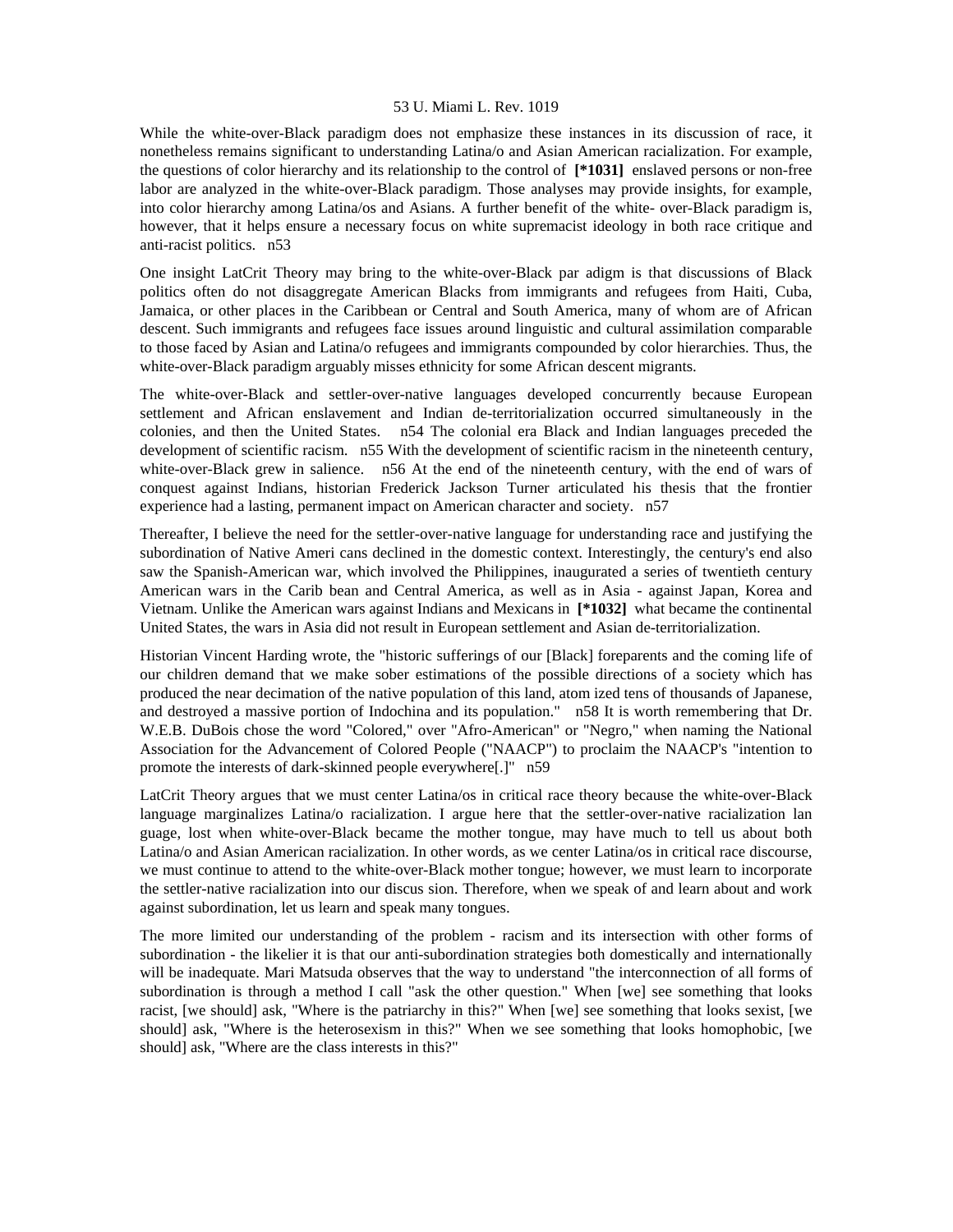While the white-over-Black paradigm does not emphasize these instances in its discussion of race, it nonetheless remains significant to understanding Latina/o and Asian American racialization. For example, the questions of color hierarchy and its relationship to the control of **[*1031]** enslaved persons or non-free labor are analyzed in the white-over-Black paradigm. Those analyses may provide insights, for example, into color hierarchy among Latina/os and Asians. A further benefit of the white- over-Black paradigm is, however, that it helps ensure a necessary focus on white supremacist ideology in both race critique and anti-racist politics. n53

One insight LatCrit Theory may bring to the white-over-Black par adigm is that discussions of Black politics often do not disaggregate American Blacks from immigrants and refugees from Haiti, Cuba, Jamaica, or other places in the Caribbean or Central and South America, many of whom are of African descent. Such immigrants and refugees face issues around linguistic and cultural assimilation comparable to those faced by Asian and Latina/o refugees and immigrants compounded by color hierarchies. Thus, the white-over-Black paradigm arguably misses ethnicity for some African descent migrants.

The white-over-Black and settler-over-native languages developed concurrently because European settlement and African enslavement and Indian de-territorialization occurred simultaneously in the colonies, and then the United States. n54 The colonial era Black and Indian languages preceded the development of scientific racism. n55 With the development of scientific racism in the nineteenth century, white-over-Black grew in salience. n56 At the end of the nineteenth century, with the end of wars of conquest against Indians, historian Frederick Jackson Turner articulated his thesis that the frontier experience had a lasting, permanent impact on American character and society. n57

Thereafter, I believe the need for the settler-over-native language for understanding race and justifying the subordination of Native Ameri cans declined in the domestic context. Interestingly, the century's end also saw the Spanish-American war, which involved the Philippines, inaugurated a series of twentieth century American wars in the Carib bean and Central America, as well as in Asia - against Japan, Korea and Vietnam. Unlike the American wars against Indians and Mexicans in **[*1032]** what became the continental United States, the wars in Asia did not result in European settlement and Asian de-territorialization.

Historian Vincent Harding wrote, the "historic sufferings of our [Black] foreparents and the coming life of our children demand that we make sober estimations of the possible directions of a society which has produced the near decimation of the native population of this land, atom ized tens of thousands of Japanese, and destroyed a massive portion of Indochina and its population." n58 It is worth remembering that Dr. W.E.B. DuBois chose the word "Colored," over "Afro-American" or "Negro," when naming the National Association for the Advancement of Colored People ("NAACP") to proclaim the NAACP's "intention to promote the interests of dark-skinned people everywhere[.]" n59

LatCrit Theory argues that we must center Latina/os in critical race theory because the white-over-Black language marginalizes Latina/o racialization. I argue here that the settler-over-native racialization lan guage, lost when white-over-Black became the mother tongue, may have much to tell us about both Latina/o and Asian American racialization. In other words, as we center Latina/os in critical race discourse, we must continue to attend to the white-over-Black mother tongue; however, we must learn to incorporate the settler-native racialization into our discus sion. Therefore, when we speak of and learn about and work against subordination, let us learn and speak many tongues.

The more limited our understanding of the problem - racism and its intersection with other forms of subordination - the likelier it is that our anti-subordination strategies both domestically and internationally will be inadequate. Mari Matsuda observes that the way to understand "the interconnection of all forms of subordination is through a method I call "ask the other question." When [we] see something that looks racist, [we should] ask, "Where is the patriarchy in this?" When [we] see something that looks sexist, [we should] ask, "Where is the heterosexism in this?" When we see something that looks homophobic, [we should] ask, "Where are the class interests in this?"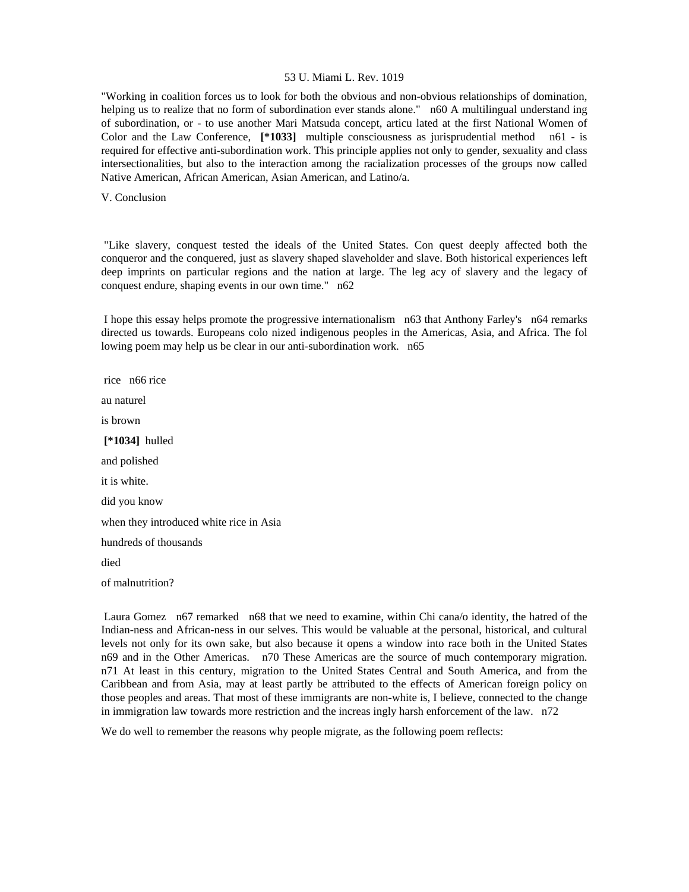"Working in coalition forces us to look for both the obvious and non-obvious relationships of domination, helping us to realize that no form of subordination ever stands alone." n60 A multilingual understand ing of subordination, or - to use another Mari Matsuda concept, articu lated at the first National Women of Color and the Law Conference, **[*1033]** multiple consciousness as jurisprudential method n61 - is required for effective anti-subordination work. This principle applies not only to gender, sexuality and class intersectionalities, but also to the interaction among the racialization processes of the groups now called Native American, African American, Asian American, and Latino/a.

## V. Conclusion

"Like slavery, conquest tested the ideals of the United States. Con quest deeply affected both the conqueror and the conquered, just as slavery shaped slaveholder and slave. Both historical experiences left deep imprints on particular regions and the nation at large. The leg acy of slavery and the legacy of conquest endure, shaping events in our own time." n62

I hope this essay helps promote the progressive internationalism n63 that Anthony Farley's n64 remarks directed us towards. Europeans colo nized indigenous peoples in the Americas, Asia, and Africa. The fol lowing poem may help us be clear in our anti-subordination work. n65

rice n66 rice

au naturel

is brown

**[*1034]** hulled

and polished

it is white.

did you know

when they introduced white rice in Asia

hundreds of thousands

died

of malnutrition?

Laura Gomez n67 remarked n68 that we need to examine, within Chi cana/o identity, the hatred of the Indian-ness and African-ness in our selves. This would be valuable at the personal, historical, and cultural levels not only for its own sake, but also because it opens a window into race both in the United States n69 and in the Other Americas. n70 These Americas are the source of much contemporary migration. n71 At least in this century, migration to the United States Central and South America, and from the Caribbean and from Asia, may at least partly be attributed to the effects of American foreign policy on those peoples and areas. That most of these immigrants are non-white is, I believe, connected to the change in immigration law towards more restriction and the increas ingly harsh enforcement of the law. n72

We do well to remember the reasons why people migrate, as the following poem reflects: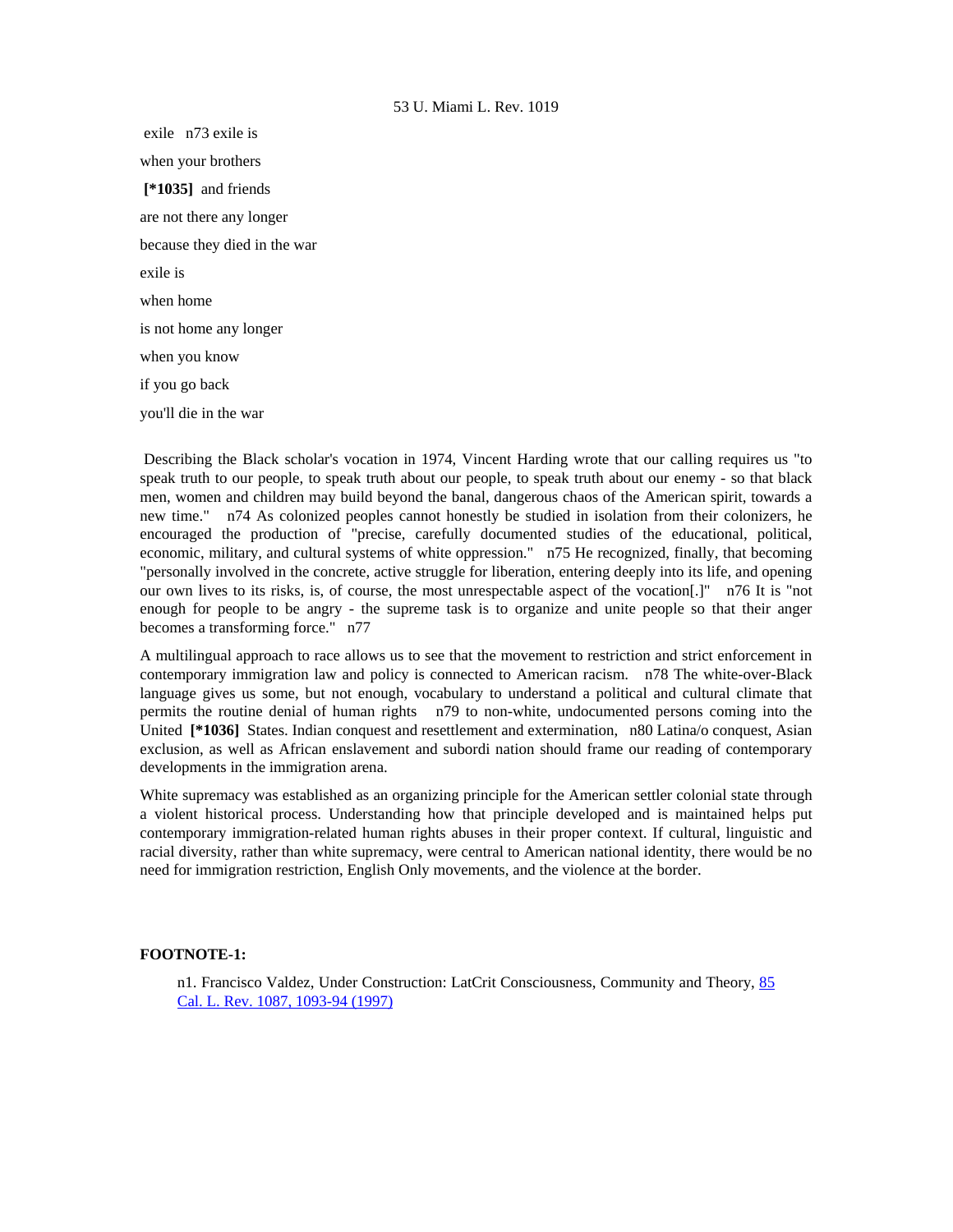exile n73 exile is

when your brothers

**[*1035]** and friends

are not there any longer

because they died in the war

exile is

when home

is not home any longer

when you know

if you go back

you'll die in the war

Describing the Black scholar's vocation in 1974, Vincent Harding wrote that our calling requires us "to speak truth to our people, to speak truth about our people, to speak truth about our enemy - so that black men, women and children may build beyond the banal, dangerous chaos of the American spirit, towards a new time." n74 As colonized peoples cannot honestly be studied in isolation from their colonizers, he encouraged the production of "precise, carefully documented studies of the educational, political, economic, military, and cultural systems of white oppression." n75 He recognized, finally, that becoming "personally involved in the concrete, active struggle for liberation, entering deeply into its life, and opening our own lives to its risks, is, of course, the most unrespectable aspect of the vocation[.]" n76 It is "not enough for people to be angry - the supreme task is to organize and unite people so that their anger becomes a transforming force." n77

A multilingual approach to race allows us to see that the movement to restriction and strict enforcement in contemporary immigration law and policy is connected to American racism. n78 The white-over-Black language gives us some, but not enough, vocabulary to understand a political and cultural climate that permits the routine denial of human rights n79 to non-white, undocumented persons coming into the United **[*1036]** States. Indian conquest and resettlement and extermination, n80 Latina/o conquest, Asian exclusion, as well as African enslavement and subordi nation should frame our reading of contemporary developments in the immigration arena.

White supremacy was established as an organizing principle for the American settler colonial state through a violent historical process. Understanding how that principle developed and is maintained helps put contemporary immigration-related human rights abuses in their proper context. If cultural, linguistic and racial diversity, rather than white supremacy, were central to American national identity, there would be no need for immigration restriction, English Only movements, and the violence at the border.

**FOOTNOTE-1:**

n1. Francisco Valdez, Under Construction: LatCrit Consciousness, Community and Theory, 85 Cal. L. Rev. 1087, 1093-94 (1997)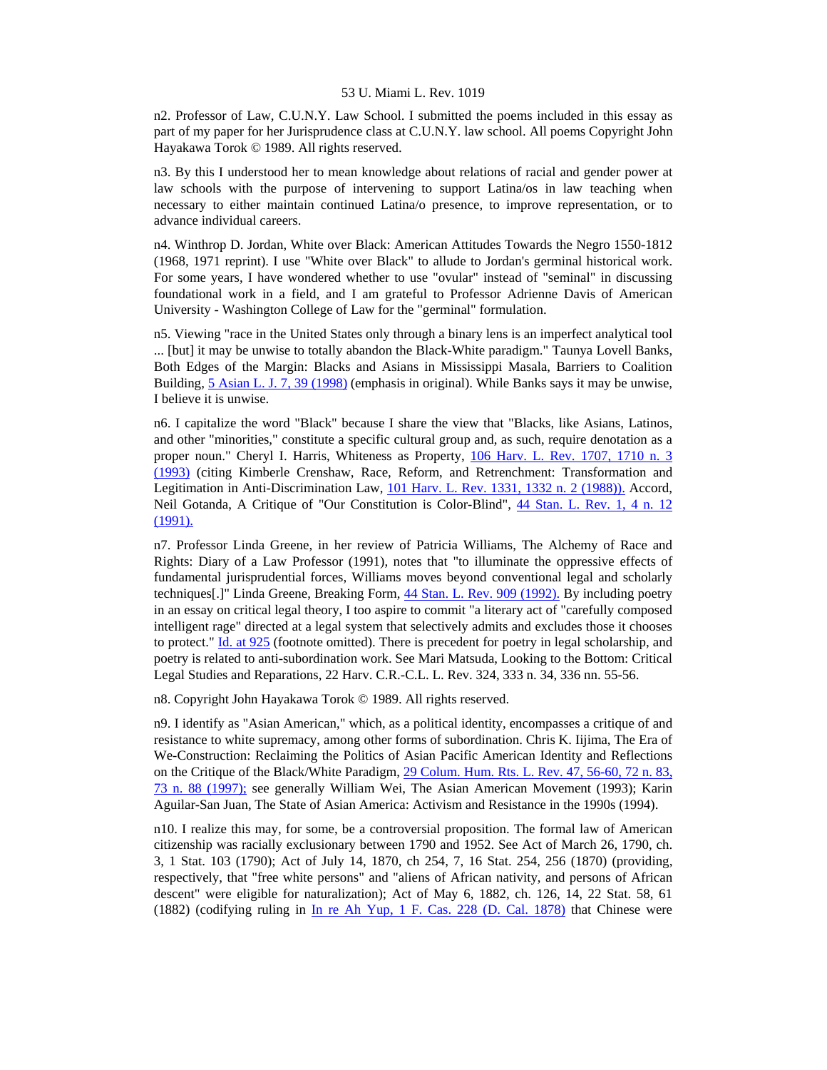n2. Professor of Law, C.U.N.Y. Law School. I submitted the poems included in this essay as part of my paper for her Jurisprudence class at C.U.N.Y. law school. All poems Copyright John Hayakawa Torok © 1989. All rights reserved.

n3. By this I understood her to mean knowledge about relations of racial and gender power at law schools with the purpose of intervening to support Latina/os in law teaching when necessary to either maintain continued Latina/o presence, to improve representation, or to advance individual careers.

n4. Winthrop D. Jordan, White over Black: American Attitudes Towards the Negro 1550-1812 (1968, 1971 reprint). I use "White over Black" to allude to Jordan's germinal historical work. For some years, I have wondered whether to use "ovular" instead of "seminal" in discussing foundational work in a field, and I am grateful to Professor Adrienne Davis of American University - Washington College of Law for the "germinal" formulation.

n5. Viewing "race in the United States only through a binary lens is an imperfect analytical tool ... [but] it may be unwise to totally abandon the Black-White paradigm." Taunya Lovell Banks, Both Edges of the Margin: Blacks and Asians in Mississippi Masala, Barriers to Coalition Building, 5 Asian L. J. 7, 39 (1998) (emphasis in original). While Banks says it may be unwise, I believe it is unwise.

n6. I capitalize the word "Black" because I share the view that "Blacks, like Asians, Latinos, and other "minorities," constitute a specific cultural group and, as such, require denotation as a proper noun." Cheryl I. Harris, Whiteness as Property, 106 Harv. L. Rev. 1707, 1710 n. 3 (1993) (citing Kimberle Crenshaw, Race, Reform, and Retrenchment: Transformation and Legitimation in Anti-Discrimination Law, 101 Harv. L. Rev. 1331, 1332 n. 2 (1988)). Accord, Neil Gotanda, A Critique of "Our Constitution is Color-Blind", 44 Stan. L. Rev. 1, 4 n. 12 (1991).

n7. Professor Linda Greene, in her review of Patricia Williams, The Alchemy of Race and Rights: Diary of a Law Professor (1991), notes that "to illuminate the oppressive effects of fundamental jurisprudential forces, Williams moves beyond conventional legal and scholarly techniques[.]" Linda Greene, Breaking Form, 44 Stan. L. Rev. 909 (1992). By including poetry in an essay on critical legal theory, I too aspire to commit "a literary act of "carefully composed intelligent rage" directed at a legal system that selectively admits and excludes those it chooses to protect." Id. at 925 (footnote omitted). There is precedent for poetry in legal scholarship, and poetry is related to anti-subordination work. See Mari Matsuda, Looking to the Bottom: Critical Legal Studies and Reparations, 22 Harv. C.R.-C.L. L. Rev. 324, 333 n. 34, 336 nn. 55-56.

n8. Copyright John Hayakawa Torok © 1989. All rights reserved.

n9. I identify as "Asian American," which, as a political identity, encompasses a critique of and resistance to white supremacy, among other forms of subordination. Chris K. Iijima, The Era of We-Construction: Reclaiming the Politics of Asian Pacific American Identity and Reflections on the Critique of the Black/White Paradigm, 29 Colum. Hum. Rts. L. Rev. 47, 56-60, 72 n. 83, 73 n. 88 (1997); see generally William Wei, The Asian American Movement (1993); Karin Aguilar-San Juan, The State of Asian America: Activism and Resistance in the 1990s (1994).

n10. I realize this may, for some, be a controversial proposition. The formal law of American citizenship was racially exclusionary between 1790 and 1952. See Act of March 26, 1790, ch. 3, 1 Stat. 103 (1790); Act of July 14, 1870, ch 254, 7, 16 Stat. 254, 256 (1870) (providing, respectively, that "free white persons" and "aliens of African nativity, and persons of African descent" were eligible for naturalization); Act of May 6, 1882, ch. 126, 14, 22 Stat. 58, 61 (1882) (codifying ruling in In re Ah Yup, 1 F. Cas. 228 (D. Cal. 1878) that Chinese were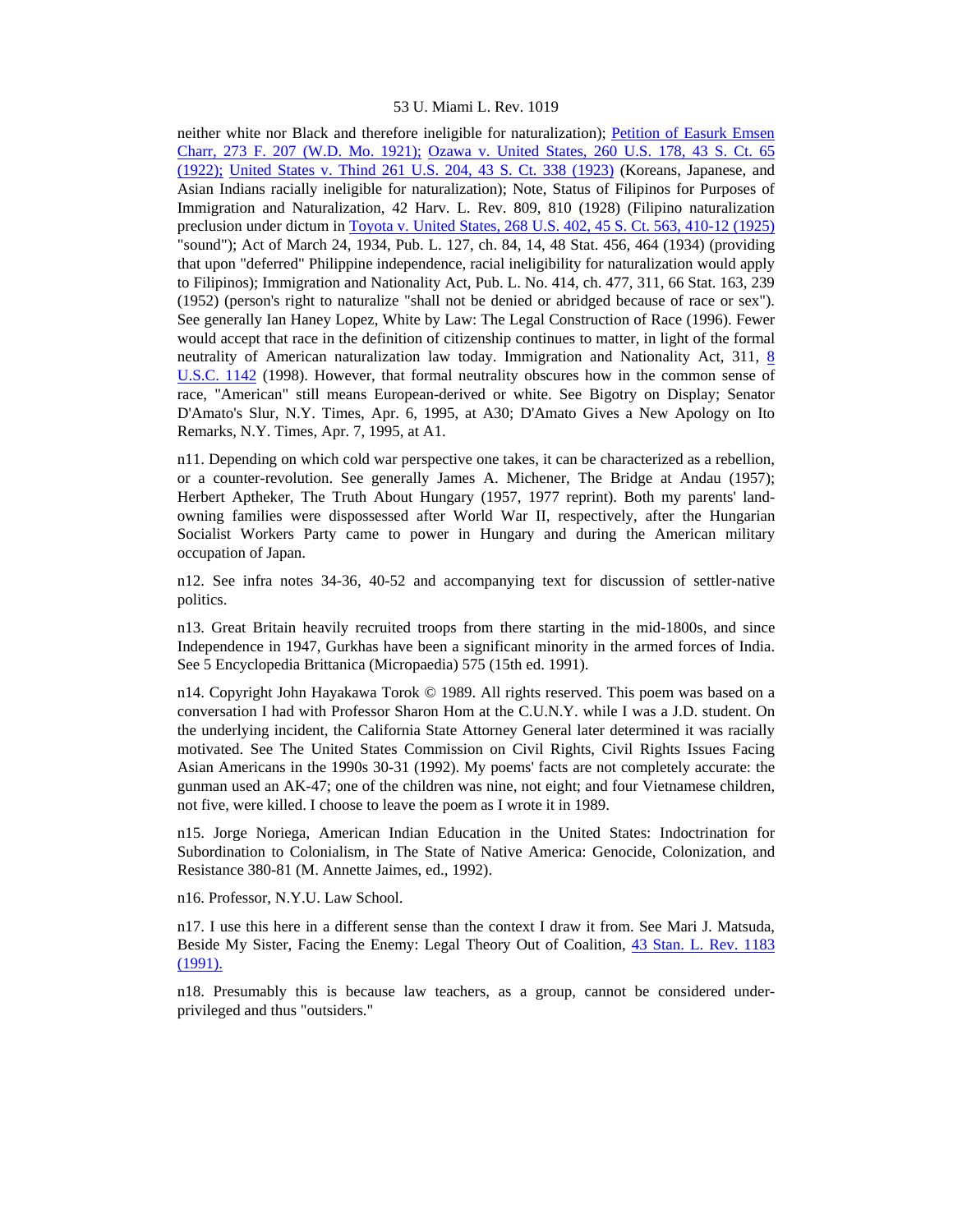neither white nor Black and therefore ineligible for naturalization); Petition of Easurk Emsen Charr, 273 F. 207 (W.D. Mo. 1921); Ozawa v. United States, 260 U.S. 178, 43 S. Ct. 65 (1922); United States v. Thind 261 U.S. 204, 43 S. Ct. 338 (1923) (Koreans, Japanese, and Asian Indians racially ineligible for naturalization); Note, Status of Filipinos for Purposes of Immigration and Naturalization, 42 Harv. L. Rev. 809, 810 (1928) (Filipino naturalization preclusion under dictum in Toyota v. United States, 268 U.S. 402, 45 S. Ct. 563, 410-12 (1925) "sound"); Act of March 24, 1934, Pub. L. 127, ch. 84, 14, 48 Stat. 456, 464 (1934) (providing that upon "deferred" Philippine independence, racial ineligibility for naturalization would apply to Filipinos); Immigration and Nationality Act, Pub. L. No. 414, ch. 477, 311, 66 Stat. 163, 239 (1952) (person's right to naturalize "shall not be denied or abridged because of race or sex"). See generally Ian Haney Lopez, White by Law: The Legal Construction of Race (1996). Fewer would accept that race in the definition of citizenship continues to matter, in light of the formal neutrality of American naturalization law today. Immigration and Nationality Act, 311, 8 U.S.C. 1142 (1998). However, that formal neutrality obscures how in the common sense of race, "American" still means European-derived or white. See Bigotry on Display; Senator D'Amato's Slur, N.Y. Times, Apr. 6, 1995, at A30; D'Amato Gives a New Apology on Ito Remarks, N.Y. Times, Apr. 7, 1995, at A1.

n11. Depending on which cold war perspective one takes, it can be characterized as a rebellion, or a counter-revolution. See generally James A. Michener, The Bridge at Andau (1957); Herbert Aptheker, The Truth About Hungary (1957, 1977 reprint). Both my parents' land-owning families were dispossessed after World War II, respectively, after the Hungarian Socialist Workers Party came to power in Hungary and during the American military occupation of Japan.

n12. See infra notes 34-36, 40-52 and accompanying text for discussion of settler-native politics.

n13. Great Britain heavily recruited troops from there starting in the mid-1800s, and since Independence in 1947, Gurkhas have been a significant minority in the armed forces of India. See 5 Encyclopedia Brittanica (Micropaedia) 575 (15th ed. 1991).

n14. Copyright John Hayakawa Torok © 1989. All rights reserved. This poem was based on a conversation I had with Professor Sharon Hom at the C.U.N.Y. while I was a J.D. student. On the underlying incident, the California State Attorney General later determined it was racially motivated. See The United States Commission on Civil Rights, Civil Rights Issues Facing Asian Americans in the 1990s 30-31 (1992). My poems' facts are not completely accurate: the gunman used an AK-47; one of the children was nine, not eight; and four Vietnamese children, not five, were killed. I choose to leave the poem as I wrote it in 1989.

n15. Jorge Noriega, American Indian Education in the United States: Indoctrination for Subordination to Colonialism, in The State of Native America: Genocide, Colonization, and Resistance 380-81 (M. Annette Jaimes, ed., 1992).

n16. Professor, N.Y.U. Law School.

n17. I use this here in a different sense than the context I draw it from. See Mari J. Matsuda, Beside My Sister, Facing the Enemy: Legal Theory Out of Coalition, 43 Stan. L. Rev. 1183 (1991).

n18. Presumably this is because law teachers, as a group, cannot be considered under-privileged and thus "outsiders."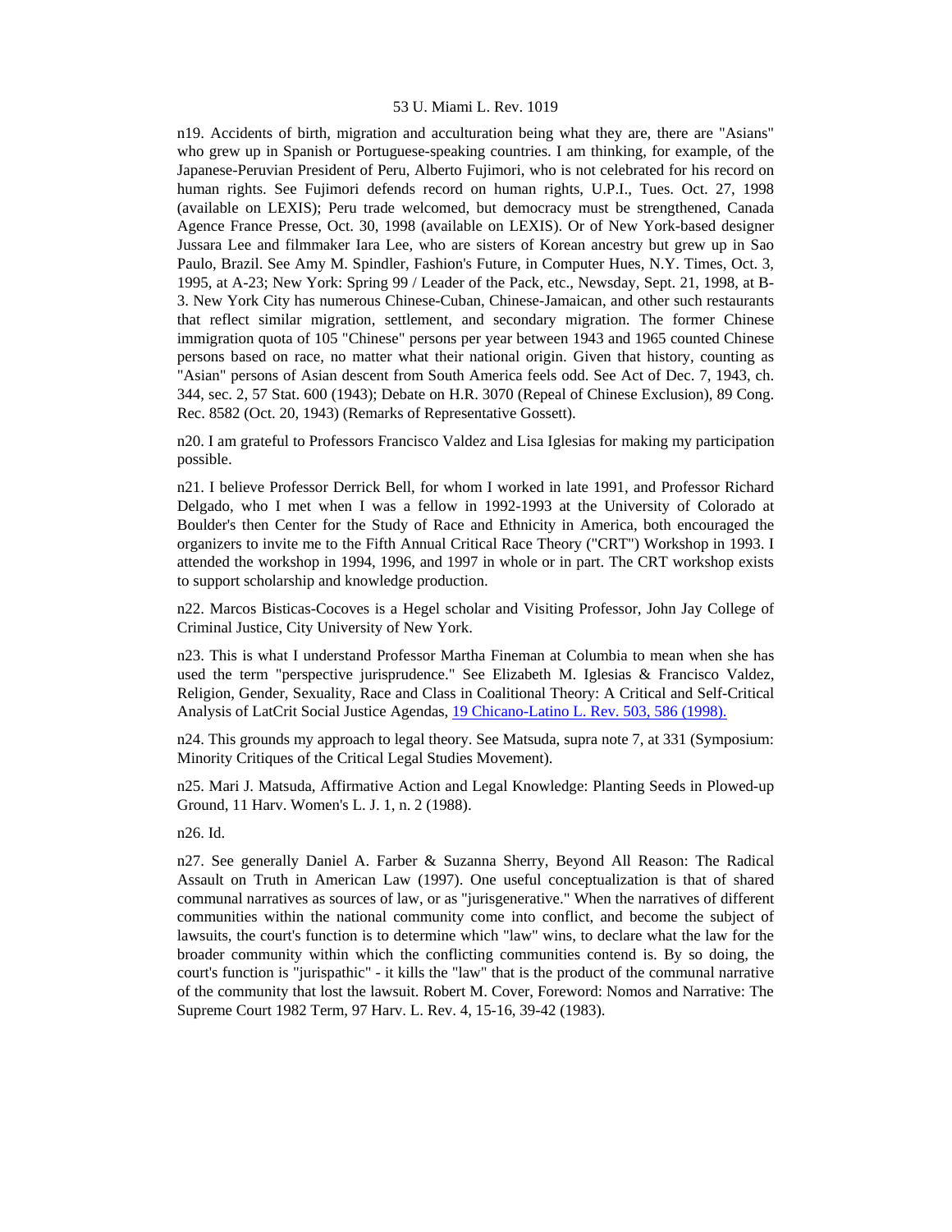n19. Accidents of birth, migration and acculturation being what they are, there are "Asians" who grew up in Spanish or Portuguese-speaking countries. I am thinking, for example, of the Japanese-Peruvian President of Peru, Alberto Fujimori, who is not celebrated for his record on human rights. See Fujimori defends record on human rights, U.P.I., Tues. Oct. 27, 1998 (available on LEXIS); Peru trade welcomed, but democracy must be strengthened, Canada Agence France Presse, Oct. 30, 1998 (available on LEXIS). Or of New York-based designer Jussara Lee and filmmaker Iara Lee, who are sisters of Korean ancestry but grew up in Sao Paulo, Brazil. See Amy M. Spindler, Fashion's Future, in Computer Hues, N.Y. Times, Oct. 3, 1995, at A-23; New York: Spring 99 / Leader of the Pack, etc., Newsday, Sept. 21, 1998, at B-3. New York City has numerous Chinese-Cuban, Chinese-Jamaican, and other such restaurants that reflect similar migration, settlement, and secondary migration. The former Chinese immigration quota of 105 "Chinese" persons per year between 1943 and 1965 counted Chinese persons based on race, no matter what their national origin. Given that history, counting as "Asian" persons of Asian descent from South America feels odd. See Act of Dec. 7, 1943, ch. 344, sec. 2, 57 Stat. 600 (1943); Debate on H.R. 3070 (Repeal of Chinese Exclusion), 89 Cong. Rec. 8582 (Oct. 20, 1943) (Remarks of Representative Gossett).

n20. I am grateful to Professors Francisco Valdez and Lisa Iglesias for making my participation possible.

n21. I believe Professor Derrick Bell, for whom I worked in late 1991, and Professor Richard Delgado, who I met when I was a fellow in 1992-1993 at the University of Colorado at Boulder's then Center for the Study of Race and Ethnicity in America, both encouraged the organizers to invite me to the Fifth Annual Critical Race Theory ("CRT") Workshop in 1993. I attended the workshop in 1994, 1996, and 1997 in whole or in part. The CRT workshop exists to support scholarship and knowledge production.

n22. Marcos Bisticas-Cocoves is a Hegel scholar and Visiting Professor, John Jay College of Criminal Justice, City University of New York.

n23. This is what I understand Professor Martha Fineman at Columbia to mean when she has used the term "perspective jurisprudence." See Elizabeth M. Iglesias & Francisco Valdez, Religion, Gender, Sexuality, Race and Class in Coalitional Theory: A Critical and Self-Critical Analysis of LatCrit Social Justice Agendas, 19 Chicano-Latino L. Rev. 503, 586 (1998).

n24. This grounds my approach to legal theory. See Matsuda, supra note 7, at 331 (Symposium: Minority Critiques of the Critical Legal Studies Movement).

n25. Mari J. Matsuda, Affirmative Action and Legal Knowledge: Planting Seeds in Plowed-up Ground, 11 Harv. Women's L. J. 1, n. 2 (1988).

n26. Id.

n27. See generally Daniel A. Farber & Suzanna Sherry, Beyond All Reason: The Radical Assault on Truth in American Law (1997). One useful conceptualization is that of shared communal narratives as sources of law, or as "jurisgenerative." When the narratives of different communities within the national community come into conflict, and become the subject of lawsuits, the court's function is to determine which "law" wins, to declare what the law for the broader community within which the conflicting communities contend is. By so doing, the court's function is "jurispathic" - it kills the "law" that is the product of the communal narrative of the community that lost the lawsuit. Robert M. Cover, Foreword: Nomos and Narrative: The Supreme Court 1982 Term, 97 Harv. L. Rev. 4, 15-16, 39-42 (1983).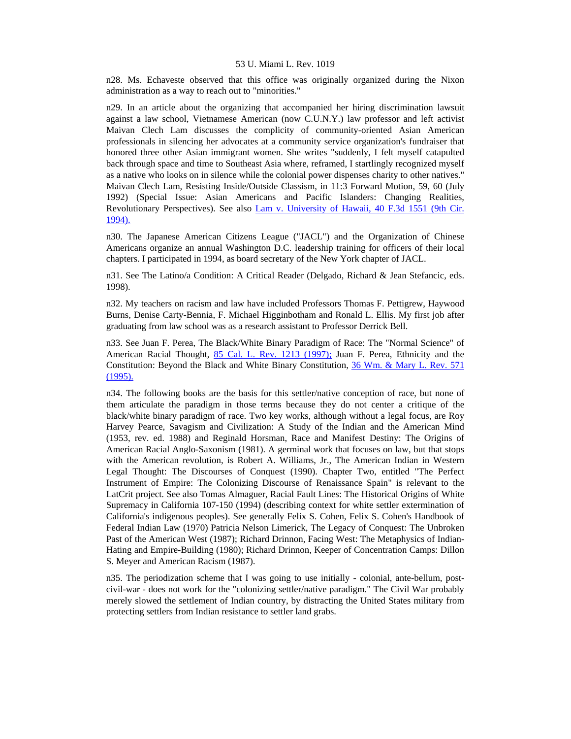n28. Ms. Echaveste observed that this office was originally organized during the Nixon administration as a way to reach out to "minorities."

n29. In an article about the organizing that accompanied her hiring discrimination lawsuit against a law school, Vietnamese American (now C.U.N.Y.) law professor and left activist Maivan Clech Lam discusses the complicity of community-oriented Asian American professionals in silencing her advocates at a community service organization's fundraiser that honored three other Asian immigrant women. She writes "suddenly, I felt myself catapulted back through space and time to Southeast Asia where, reframed, I startlingly recognized myself as a native who looks on in silence while the colonial power dispenses charity to other natives." Maivan Clech Lam, Resisting Inside/Outside Classism, in 11:3 Forward Motion, 59, 60 (July 1992) (Special Issue: Asian Americans and Pacific Islanders: Changing Realities, Revolutionary Perspectives). See also Lam v. University of Hawaii, 40 F.3d 1551 (9th Cir. 1994).

n30. The Japanese American Citizens League ("JACL") and the Organization of Chinese Americans organize an annual Washington D.C. leadership training for officers of their local chapters. I participated in 1994, as board secretary of the New York chapter of JACL.

n31. See The Latino/a Condition: A Critical Reader (Delgado, Richard & Jean Stefancic, eds. 1998).

n32. My teachers on racism and law have included Professors Thomas F. Pettigrew, Haywood Burns, Denise Carty-Bennia, F. Michael Higginbotham and Ronald L. Ellis. My first job after graduating from law school was as a research assistant to Professor Derrick Bell.

n33. See Juan F. Perea, The Black/White Binary Paradigm of Race: The "Normal Science" of American Racial Thought, 85 Cal. L. Rev. 1213 (1997); Juan F. Perea, Ethnicity and the Constitution: Beyond the Black and White Binary Constitution, 36 Wm. & Mary L. Rev. 571 (1995).

n34. The following books are the basis for this settler/native conception of race, but none of them articulate the paradigm in those terms because they do not center a critique of the black/white binary paradigm of race. Two key works, although without a legal focus, are Roy Harvey Pearce, Savagism and Civilization: A Study of the Indian and the American Mind (1953, rev. ed. 1988) and Reginald Horsman, Race and Manifest Destiny: The Origins of American Racial Anglo-Saxonism (1981). A germinal work that focuses on law, but that stops with the American revolution, is Robert A. Williams, Jr., The American Indian in Western Legal Thought: The Discourses of Conquest (1990). Chapter Two, entitled "The Perfect Instrument of Empire: The Colonizing Discourse of Renaissance Spain" is relevant to the LatCrit project. See also Tomas Almaguer, Racial Fault Lines: The Historical Origins of White Supremacy in California 107-150 (1994) (describing context for white settler extermination of California's indigenous peoples). See generally Felix S. Cohen, Felix S. Cohen's Handbook of Federal Indian Law (1970) Patricia Nelson Limerick, The Legacy of Conquest: The Unbroken Past of the American West (1987); Richard Drinnon, Facing West: The Metaphysics of Indian-Hating and Empire-Building (1980); Richard Drinnon, Keeper of Concentration Camps: Dillon S. Meyer and American Racism (1987).

n35. The periodization scheme that I was going to use initially - colonial, ante-bellum, post-civil-war - does not work for the "colonizing settler/native paradigm." The Civil War probably merely slowed the settlement of Indian country, by distracting the United States military from protecting settlers from Indian resistance to settler land grabs.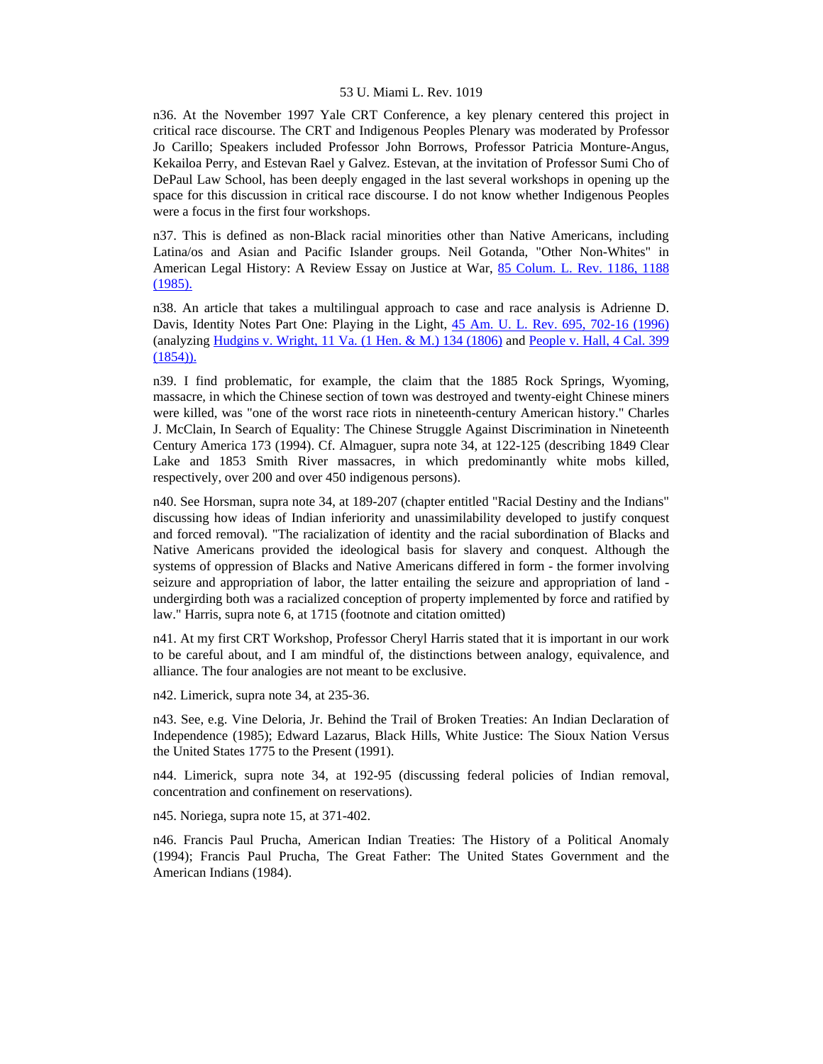n36. At the November 1997 Yale CRT Conference, a key plenary centered this project in critical race discourse. The CRT and Indigenous Peoples Plenary was moderated by Professor Jo Carillo; Speakers included Professor John Borrows, Professor Patricia Monture-Angus, Kekailoa Perry, and Estevan Rael y Galvez. Estevan, at the invitation of Professor Sumi Cho of DePaul Law School, has been deeply engaged in the last several workshops in opening up the space for this discussion in critical race discourse. I do not know whether Indigenous Peoples were a focus in the first four workshops.

n37. This is defined as non-Black racial minorities other than Native Americans, including Latina/os and Asian and Pacific Islander groups. Neil Gotanda, "Other Non-Whites" in American Legal History: A Review Essay on Justice at War, 85 Colum. L. Rev. 1186, 1188 (1985).

n38. An article that takes a multilingual approach to case and race analysis is Adrienne D. Davis, Identity Notes Part One: Playing in the Light, 45 Am. U. L. Rev. 695, 702-16 (1996) (analyzing Hudgins v. Wright, 11 Va. (1 Hen. & M.) 134 (1806) and People v. Hall, 4 Cal. 399 (1854)).

n39. I find problematic, for example, the claim that the 1885 Rock Springs, Wyoming, massacre, in which the Chinese section of town was destroyed and twenty-eight Chinese miners were killed, was "one of the worst race riots in nineteenth-century American history." Charles J. McClain, In Search of Equality: The Chinese Struggle Against Discrimination in Nineteenth Century America 173 (1994). Cf. Almaguer, supra note 34, at 122-125 (describing 1849 Clear Lake and 1853 Smith River massacres, in which predominantly white mobs killed, respectively, over 200 and over 450 indigenous persons).

n40. See Horsman, supra note 34, at 189-207 (chapter entitled "Racial Destiny and the Indians" discussing how ideas of Indian inferiority and unassimilability developed to justify conquest and forced removal). "The racialization of identity and the racial subordination of Blacks and Native Americans provided the ideological basis for slavery and conquest. Although the systems of oppression of Blacks and Native Americans differed in form - the former involving seizure and appropriation of labor, the latter entailing the seizure and appropriation of land - undergirding both was a racialized conception of property implemented by force and ratified by law." Harris, supra note 6, at 1715 (footnote and citation omitted)

n41. At my first CRT Workshop, Professor Cheryl Harris stated that it is important in our work to be careful about, and I am mindful of, the distinctions between analogy, equivalence, and alliance. The four analogies are not meant to be exclusive.

n42. Limerick, supra note 34, at 235-36.

n43. See, e.g. Vine Deloria, Jr. Behind the Trail of Broken Treaties: An Indian Declaration of Independence (1985); Edward Lazarus, Black Hills, White Justice: The Sioux Nation Versus the United States 1775 to the Present (1991).

n44. Limerick, supra note 34, at 192-95 (discussing federal policies of Indian removal, concentration and confinement on reservations).

n45. Noriega, supra note 15, at 371-402.

n46. Francis Paul Prucha, American Indian Treaties: The History of a Political Anomaly (1994); Francis Paul Prucha, The Great Father: The United States Government and the American Indians (1984).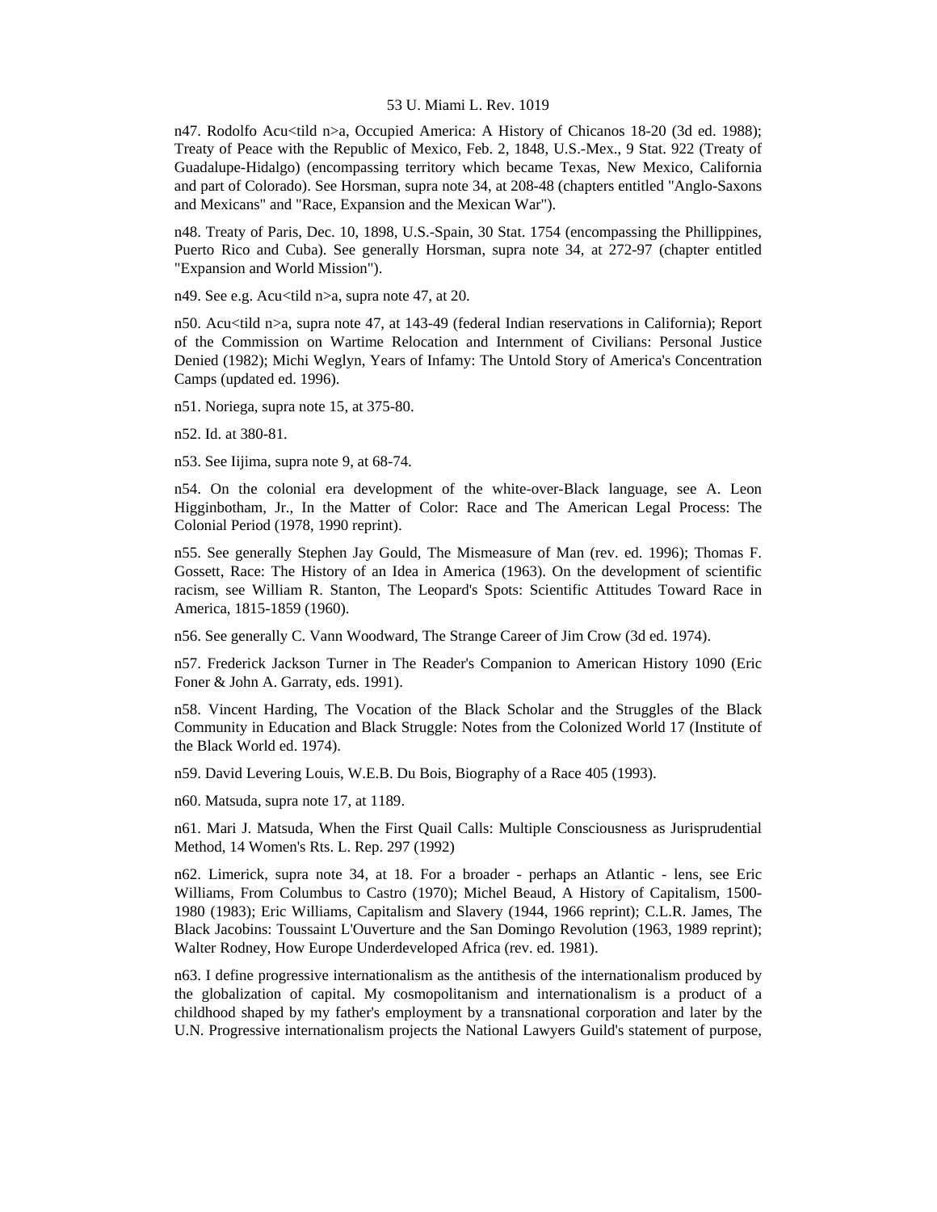n47. Rodolfo Acu<tild n>a, Occupied America: A History of Chicanos 18-20 (3d ed. 1988); Treaty of Peace with the Republic of Mexico, Feb. 2, 1848, U.S.-Mex., 9 Stat. 922 (Treaty of Guadalupe-Hidalgo) (encompassing territory which became Texas, New Mexico, California and part of Colorado). See Horsman, supra note 34, at 208-48 (chapters entitled "Anglo-Saxons and Mexicans" and "Race, Expansion and the Mexican War").

n48. Treaty of Paris, Dec. 10, 1898, U.S.-Spain, 30 Stat. 1754 (encompassing the Phillippines, Puerto Rico and Cuba). See generally Horsman, supra note 34, at 272-97 (chapter entitled "Expansion and World Mission").

n49. See e.g. Acu<tild n>a, supra note 47, at 20.

n50. Acu<tild n>a, supra note 47, at 143-49 (federal Indian reservations in California); Report of the Commission on Wartime Relocation and Internment of Civilians: Personal Justice Denied (1982); Michi Weglyn, Years of Infamy: The Untold Story of America's Concentration Camps (updated ed. 1996).

n51. Noriega, supra note 15, at 375-80.

n52. Id. at 380-81.

n53. See Iijima, supra note 9, at 68-74.

n54. On the colonial era development of the white-over-Black language, see A. Leon Higginbotham, Jr., In the Matter of Color: Race and The American Legal Process: The Colonial Period (1978, 1990 reprint).

n55. See generally Stephen Jay Gould, The Mismeasure of Man (rev. ed. 1996); Thomas F. Gossett, Race: The History of an Idea in America (1963). On the development of scientific racism, see William R. Stanton, The Leopard's Spots: Scientific Attitudes Toward Race in America, 1815-1859 (1960).

n56. See generally C. Vann Woodward, The Strange Career of Jim Crow (3d ed. 1974).

n57. Frederick Jackson Turner in The Reader's Companion to American History 1090 (Eric Foner & John A. Garraty, eds. 1991).

n58. Vincent Harding, The Vocation of the Black Scholar and the Struggles of the Black Community in Education and Black Struggle: Notes from the Colonized World 17 (Institute of the Black World ed. 1974).

n59. David Levering Louis, W.E.B. Du Bois, Biography of a Race 405 (1993).

n60. Matsuda, supra note 17, at 1189.

n61. Mari J. Matsuda, When the First Quail Calls: Multiple Consciousness as Jurisprudential Method, 14 Women's Rts. L. Rep. 297 (1992)

n62. Limerick, supra note 34, at 18. For a broader - perhaps an Atlantic - lens, see Eric Williams, From Columbus to Castro (1970); Michel Beaud, A History of Capitalism, 1500-1980 (1983); Eric Williams, Capitalism and Slavery (1944, 1966 reprint); C.L.R. James, The Black Jacobins: Toussaint L'Ouverture and the San Domingo Revolution (1963, 1989 reprint); Walter Rodney, How Europe Underdeveloped Africa (rev. ed. 1981).

n63. I define progressive internationalism as the antithesis of the internationalism produced by the globalization of capital. My cosmopolitanism and internationalism is a product of a childhood shaped by my father's employment by a transnational corporation and later by the U.N. Progressive internationalism projects the National Lawyers Guild's statement of purpose,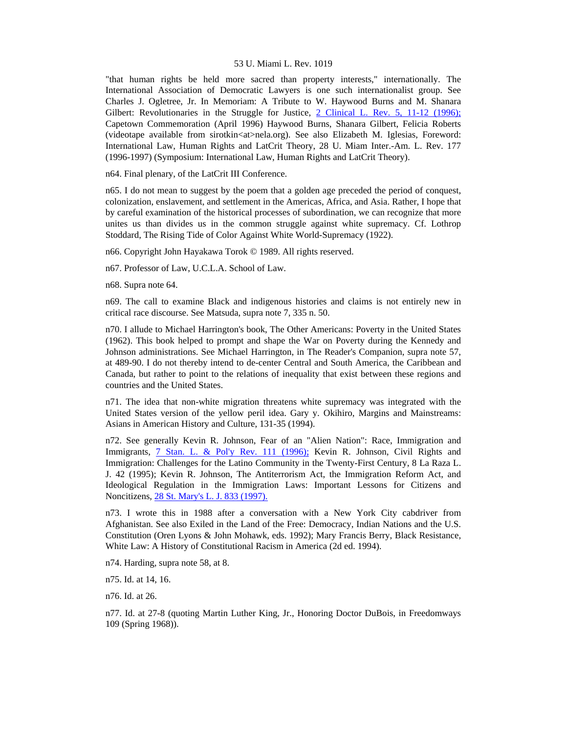"that human rights be held more sacred than property interests," internationally. The International Association of Democratic Lawyers is one such internationalist group. See Charles J. Ogletree, Jr. In Memoriam: A Tribute to W. Haywood Burns and M. Shanara Gilbert: Revolutionaries in the Struggle for Justice, 2 Clinical L. Rev. 5, 11-12 (1996); Capetown Commemoration (April 1996) Haywood Burns, Shanara Gilbert, Felicia Roberts (videotape available from sirotkin<at>nela.org). See also Elizabeth M. Iglesias, Foreword: International Law, Human Rights and LatCrit Theory, 28 U. Miam Inter.-Am. L. Rev. 177 (1996-1997) (Symposium: International Law, Human Rights and LatCrit Theory).

n64. Final plenary, of the LatCrit III Conference.

n65. I do not mean to suggest by the poem that a golden age preceded the period of conquest, colonization, enslavement, and settlement in the Americas, Africa, and Asia. Rather, I hope that by careful examination of the historical processes of subordination, we can recognize that more unites us than divides us in the common struggle against white supremacy. Cf. Lothrop Stoddard, The Rising Tide of Color Against White World-Supremacy (1922).

n66. Copyright John Hayakawa Torok © 1989. All rights reserved.

n67. Professor of Law, U.C.L.A. School of Law.

n68. Supra note 64.

n69. The call to examine Black and indigenous histories and claims is not entirely new in critical race discourse. See Matsuda, supra note 7, 335 n. 50.

n70. I allude to Michael Harrington's book, The Other Americans: Poverty in the United States (1962). This book helped to prompt and shape the War on Poverty during the Kennedy and Johnson administrations. See Michael Harrington, in The Reader's Companion, supra note 57, at 489-90. I do not thereby intend to de-center Central and South America, the Caribbean and Canada, but rather to point to the relations of inequality that exist between these regions and countries and the United States.

n71. The idea that non-white migration threatens white supremacy was integrated with the United States version of the yellow peril idea. Gary y. Okihiro, Margins and Mainstreams: Asians in American History and Culture, 131-35 (1994).

n72. See generally Kevin R. Johnson, Fear of an "Alien Nation": Race, Immigration and Immigrants, 7 Stan. L. & Pol'y Rev. 111 (1996); Kevin R. Johnson, Civil Rights and Immigration: Challenges for the Latino Community in the Twenty-First Century, 8 La Raza L. J. 42 (1995); Kevin R. Johnson, The Antiterrorism Act, the Immigration Reform Act, and Ideological Regulation in the Immigration Laws: Important Lessons for Citizens and Noncitizens, 28 St. Mary's L. J. 833 (1997).

n73. I wrote this in 1988 after a conversation with a New York City cabdriver from Afghanistan. See also Exiled in the Land of the Free: Democracy, Indian Nations and the U.S. Constitution (Oren Lyons & John Mohawk, eds. 1992); Mary Francis Berry, Black Resistance, White Law: A History of Constitutional Racism in America (2d ed. 1994).

n74. Harding, supra note 58, at 8.

n75. Id. at 14, 16.

n76. Id. at 26.

n77. Id. at 27-8 (quoting Martin Luther King, Jr., Honoring Doctor DuBois, in Freedomways 109 (Spring 1968)).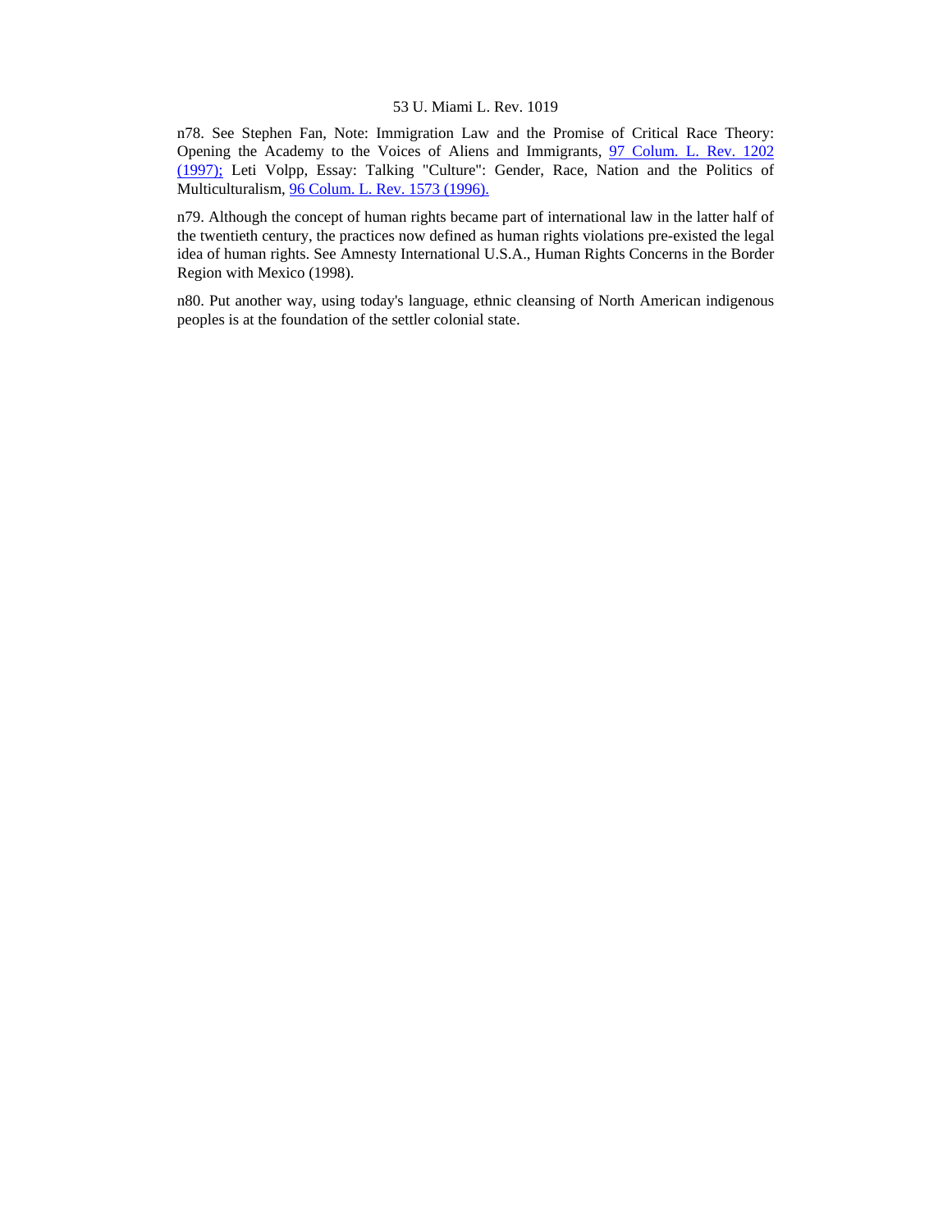n78. See Stephen Fan, Note: Immigration Law and the Promise of Critical Race Theory: Opening the Academy to the Voices of Aliens and Immigrants, 97 Colum. L. Rev. 1202 (1997); Leti Volpp, Essay: Talking "Culture": Gender, Race, Nation and the Politics of Multiculturalism, 96 Colum. L. Rev. 1573 (1996).

n79. Although the concept of human rights became part of international law in the latter half of the twentieth century, the practices now defined as human rights violations pre-existed the legal idea of human rights. See Amnesty International U.S.A., Human Rights Concerns in the Border Region with Mexico (1998).

n80. Put another way, using today's language, ethnic cleansing of North American indigenous peoples is at the foundation of the settler colonial state.